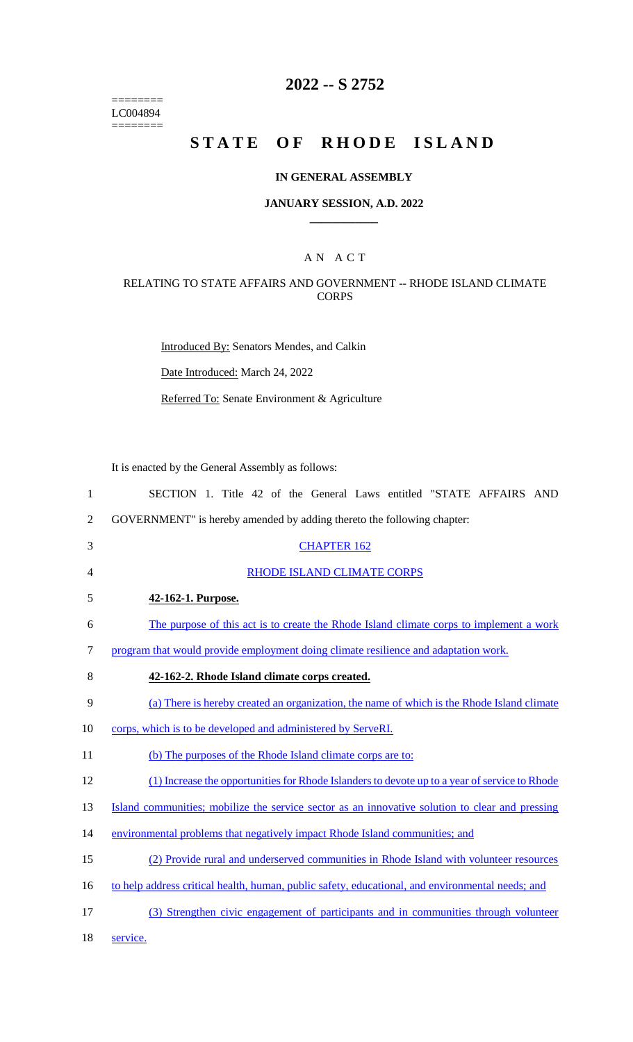========
LC004894
========

# 2022 -- S 2752

# STATE OF RHODE ISLAND

## IN GENERAL ASSEMBLY

### JANUARY SESSION, A.D. 2022

## A N A C T

### RELATING TO STATE AFFAIRS AND GOVERNMENT -- RHODE ISLAND CLIMATE CORPS

Introduced By: Senators Mendes, and Calkin

Date Introduced: March 24, 2022

Referred To: Senate Environment & Agriculture

It is enacted by the General Assembly as follows:

SECTION 1. Title 42 of the General Laws entitled "STATE AFFAIRS AND GOVERNMENT" is hereby amended by adding thereto the following chapter:

CHAPTER 162

RHODE ISLAND CLIMATE CORPS

**42-162-1. Purpose.**

The purpose of this act is to create the Rhode Island climate corps to implement a work program that would provide employment doing climate resilience and adaptation work.

**42-162-2. Rhode Island climate corps created.**

(a) There is hereby created an organization, the name of which is the Rhode Island climate corps, which is to be developed and administered by ServeRI.

(b) The purposes of the Rhode Island climate corps are to:

(1) Increase the opportunities for Rhode Islanders to devote up to a year of service to Rhode Island communities; mobilize the service sector as an innovative solution to clear and pressing environmental problems that negatively impact Rhode Island communities; and

(2) Provide rural and underserved communities in Rhode Island with volunteer resources to help address critical health, human, public safety, educational, and environmental needs; and

(3) Strengthen civic engagement of participants and in communities through volunteer service.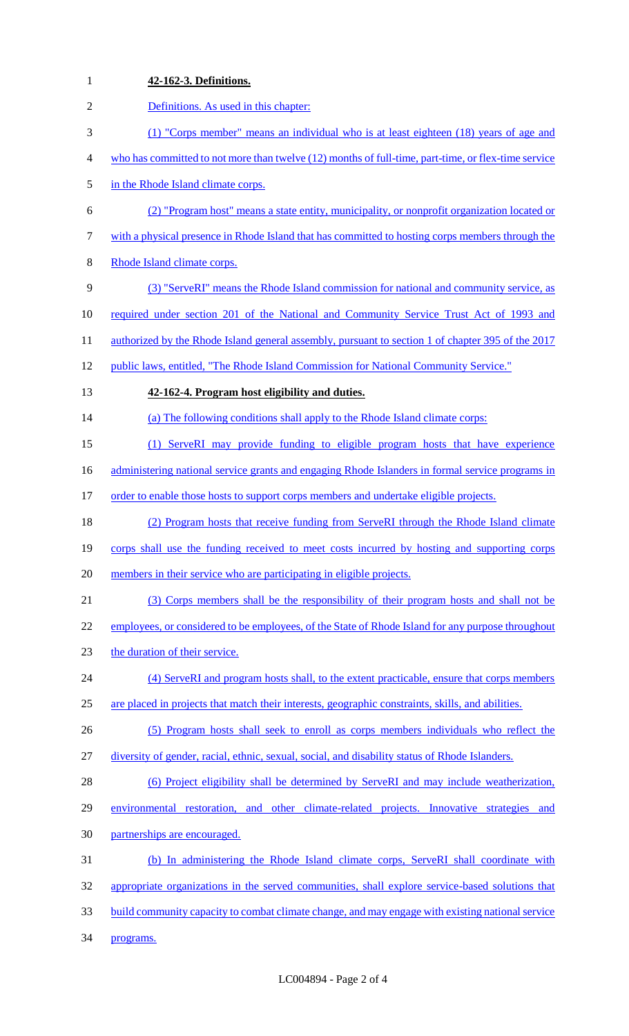**42-162-3. Definitions.**

Definitions. As used in this chapter:

(1) "Corps member" means an individual who is at least eighteen (18) years of age and who has committed to not more than twelve (12) months of full-time, part-time, or flex-time service in the Rhode Island climate corps.

(2) "Program host" means a state entity, municipality, or nonprofit organization located or with a physical presence in Rhode Island that has committed to hosting corps members through the Rhode Island climate corps.

(3) "ServeRI" means the Rhode Island commission for national and community service, as required under section 201 of the National and Community Service Trust Act of 1993 and authorized by the Rhode Island general assembly, pursuant to section 1 of chapter 395 of the 2017 public laws, entitled, "The Rhode Island Commission for National Community Service."

**42-162-4. Program host eligibility and duties.**

(a) The following conditions shall apply to the Rhode Island climate corps:

(1) ServeRI may provide funding to eligible program hosts that have experience administering national service grants and engaging Rhode Islanders in formal service programs in order to enable those hosts to support corps members and undertake eligible projects.

(2) Program hosts that receive funding from ServeRI through the Rhode Island climate corps shall use the funding received to meet costs incurred by hosting and supporting corps members in their service who are participating in eligible projects.

(3) Corps members shall be the responsibility of their program hosts and shall not be employees, or considered to be employees, of the State of Rhode Island for any purpose throughout the duration of their service.

(4) ServeRI and program hosts shall, to the extent practicable, ensure that corps members are placed in projects that match their interests, geographic constraints, skills, and abilities.

(5) Program hosts shall seek to enroll as corps members individuals who reflect the diversity of gender, racial, ethnic, sexual, social, and disability status of Rhode Islanders.

(6) Project eligibility shall be determined by ServeRI and may include weatherization, environmental restoration, and other climate-related projects. Innovative strategies and partnerships are encouraged.

(b) In administering the Rhode Island climate corps, ServeRI shall coordinate with appropriate organizations in the served communities, shall explore service-based solutions that build community capacity to combat climate change, and may engage with existing national service programs.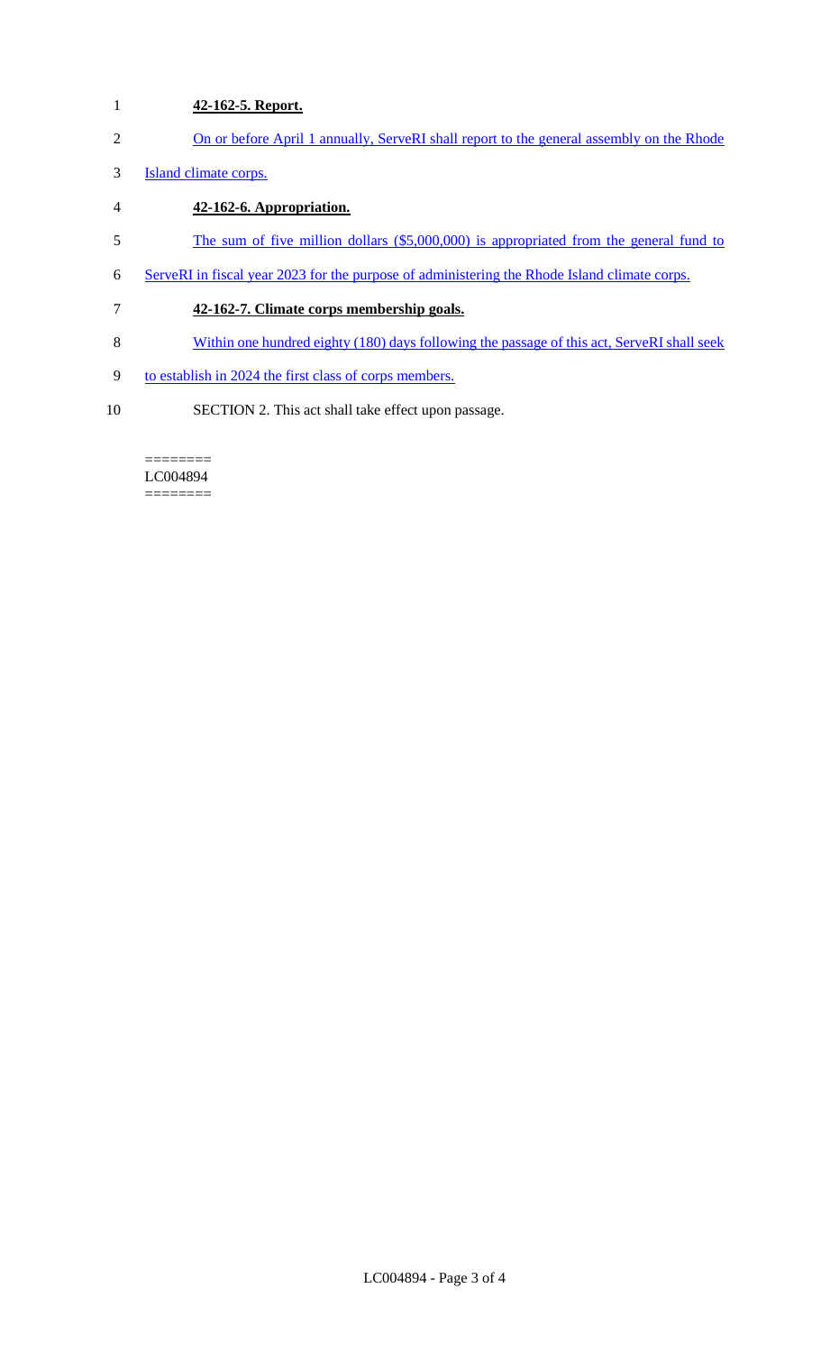**42-162-5. Report.**

On or before April 1 annually, ServeRI shall report to the general assembly on the Rhode Island climate corps.

**42-162-6. Appropriation.**

The sum of five million dollars ($5,000,000) is appropriated from the general fund to ServeRI in fiscal year 2023 for the purpose of administering the Rhode Island climate corps.

**42-162-7. Climate corps membership goals.**

Within one hundred eighty (180) days following the passage of this act, ServeRI shall seek to establish in 2024 the first class of corps members.

SECTION 2. This act shall take effect upon passage.

========
LC004894
========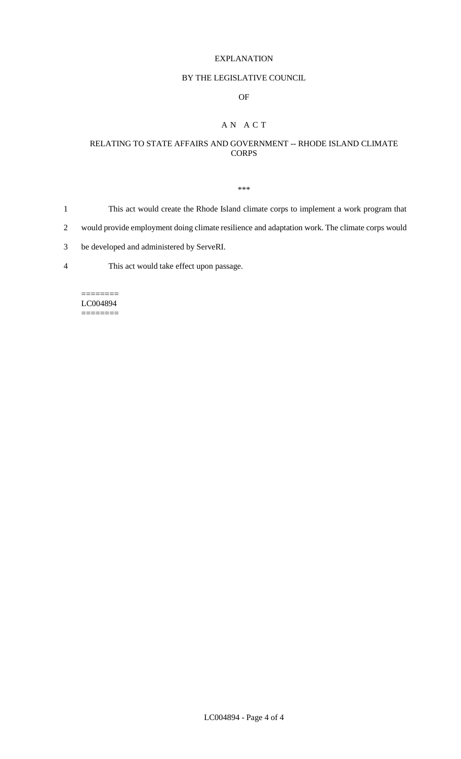EXPLANATION

BY THE LEGISLATIVE COUNCIL

OF

# A N   A C T

RELATING TO STATE AFFAIRS AND GOVERNMENT -- RHODE ISLAND CLIMATE CORPS

\*\*\*

1 This act would create the Rhode Island climate corps to implement a work program that
2 would provide employment doing climate resilience and adaptation work. The climate corps would
3 be developed and administered by ServeRI.
4 This act would take effect upon passage.

========
LC004894
========